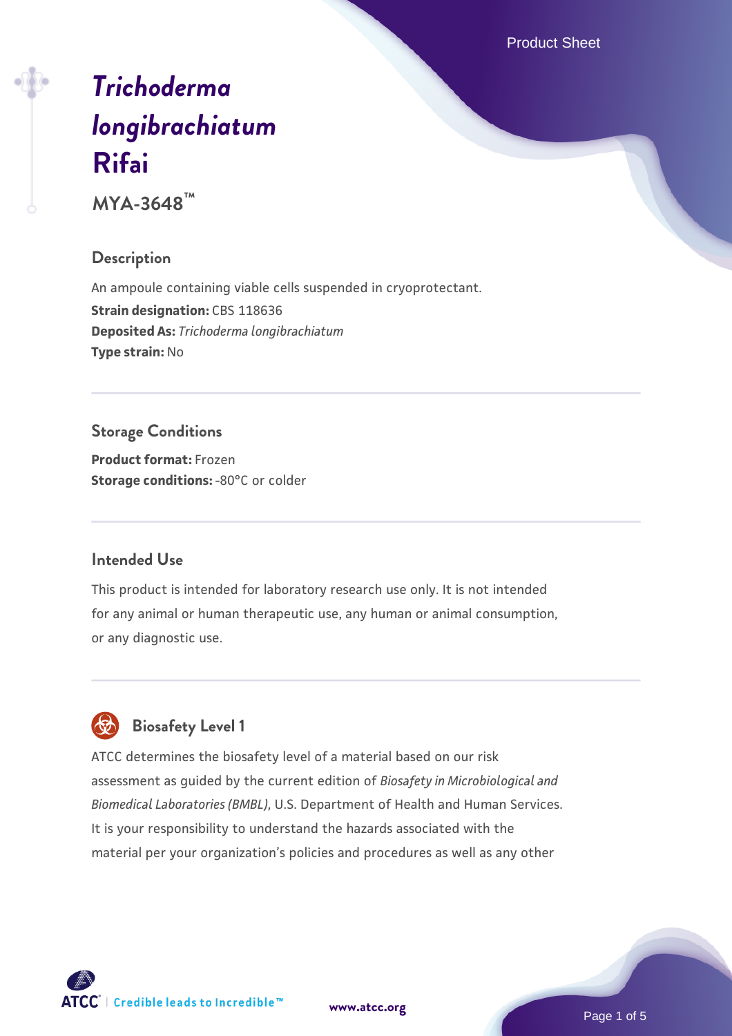# *Trichoderma longibrachiatum* Rifai

**MYA-3648™**

## Description

An ampoule containing viable cells suspended in cryoprotectant.
**Strain designation:** CBS 118636
**Deposited As:** *Trichoderma longibrachiatum*
**Type strain:** No

## Storage Conditions

**Product format:** Frozen
**Storage conditions:** -80°C or colder

## Intended Use

This product is intended for laboratory research use only. It is not intended for any animal or human therapeutic use, any human or animal consumption, or any diagnostic use.

## Biosafety Level 1

ATCC determines the biosafety level of a material based on our risk assessment as guided by the current edition of *Biosafety in Microbiological and Biomedical Laboratories (BMBL)*, U.S. Department of Health and Human Services. It is your responsibility to understand the hazards associated with the material per your organization's policies and procedures as well as any other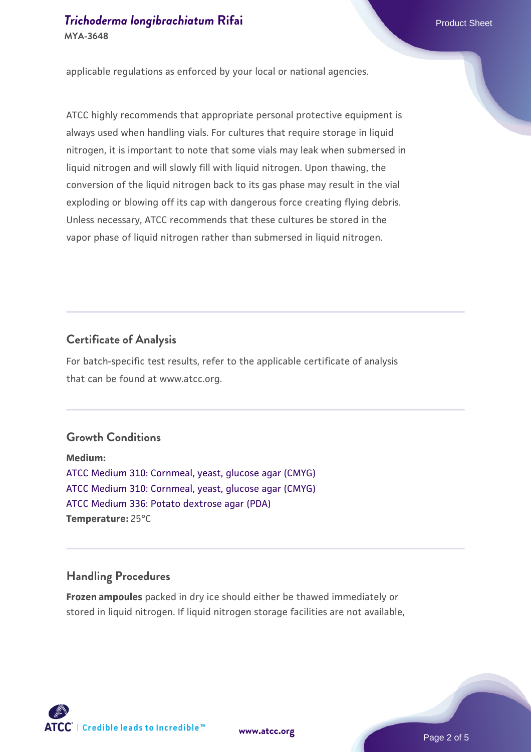applicable regulations as enforced by your local or national agencies.

ATCC highly recommends that appropriate personal protective equipment is always used when handling vials. For cultures that require storage in liquid nitrogen, it is important to note that some vials may leak when submersed in liquid nitrogen and will slowly fill with liquid nitrogen. Upon thawing, the conversion of the liquid nitrogen back to its gas phase may result in the vial exploding or blowing off its cap with dangerous force creating flying debris. Unless necessary, ATCC recommends that these cultures be stored in the vapor phase of liquid nitrogen rather than submersed in liquid nitrogen.

## Certificate of Analysis

For batch-specific test results, refer to the applicable certificate of analysis that can be found at www.atcc.org.

## Growth Conditions

**Medium:**
ATCC Medium 310: Cornmeal, yeast, glucose agar (CMYG)
ATCC Medium 310: Cornmeal, yeast, glucose agar (CMYG)
ATCC Medium 336: Potato dextrose agar (PDA)
**Temperature:** 25°C

## Handling Procedures

**Frozen ampoules** packed in dry ice should either be thawed immediately or stored in liquid nitrogen. If liquid nitrogen storage facilities are not available,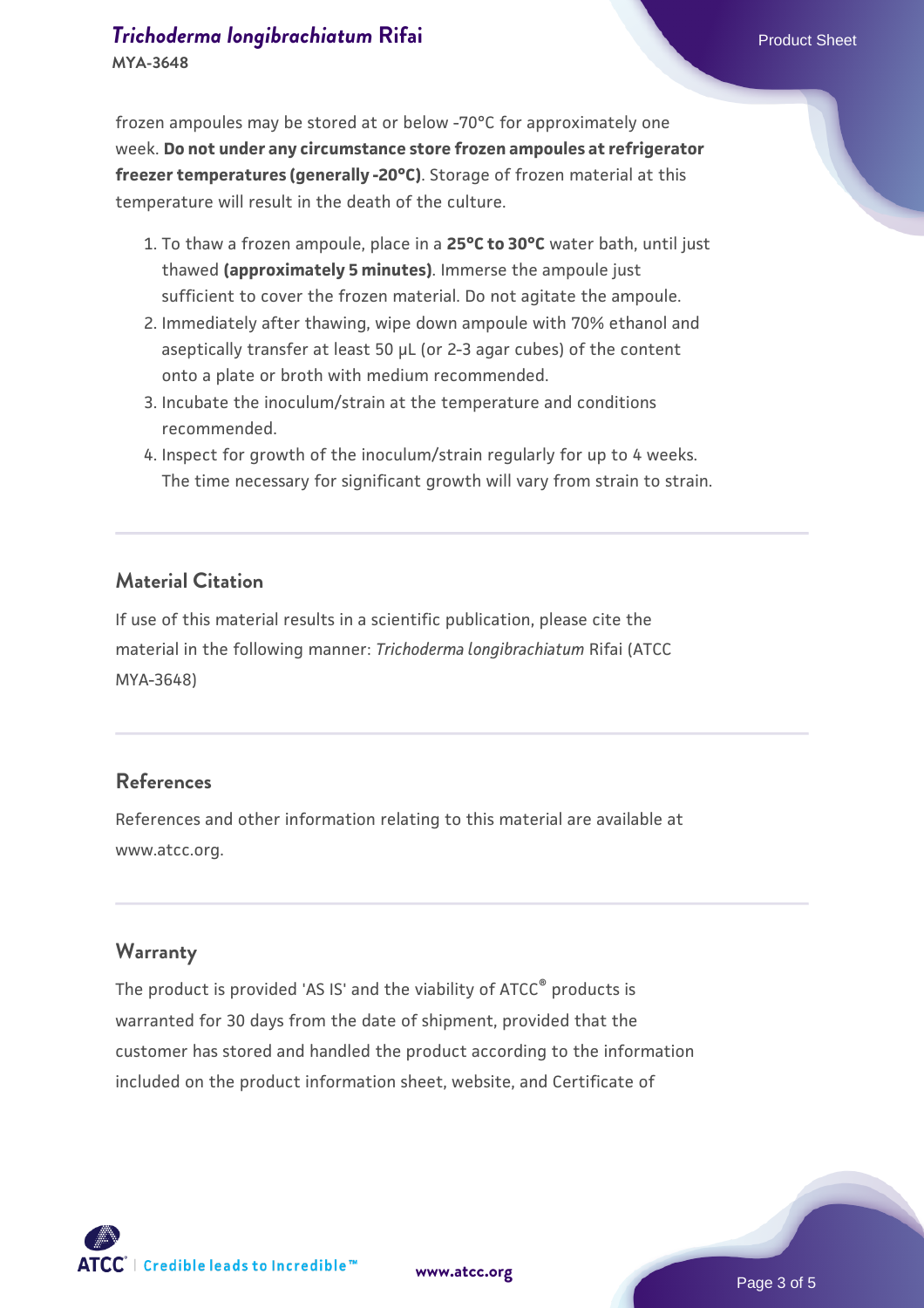frozen ampoules may be stored at or below -70°C for approximately one week. **Do not under any circumstance store frozen ampoules at refrigerator freezer temperatures (generally -20°C)**. Storage of frozen material at this temperature will result in the death of the culture.

1. To thaw a frozen ampoule, place in a **25°C to 30°C** water bath, until just thawed **(approximately 5 minutes)**. Immerse the ampoule just sufficient to cover the frozen material. Do not agitate the ampoule.
2. Immediately after thawing, wipe down ampoule with 70% ethanol and aseptically transfer at least 50 µL (or 2-3 agar cubes) of the content onto a plate or broth with medium recommended.
3. Incubate the inoculum/strain at the temperature and conditions recommended.
4. Inspect for growth of the inoculum/strain regularly for up to 4 weeks. The time necessary for significant growth will vary from strain to strain.

## Material Citation

If use of this material results in a scientific publication, please cite the material in the following manner: *Trichoderma longibrachiatum* Rifai (ATCC MYA-3648)

## References

References and other information relating to this material are available at www.atcc.org.

## Warranty

The product is provided 'AS IS' and the viability of ATCC® products is warranted for 30 days from the date of shipment, provided that the customer has stored and handled the product according to the information included on the product information sheet, website, and Certificate of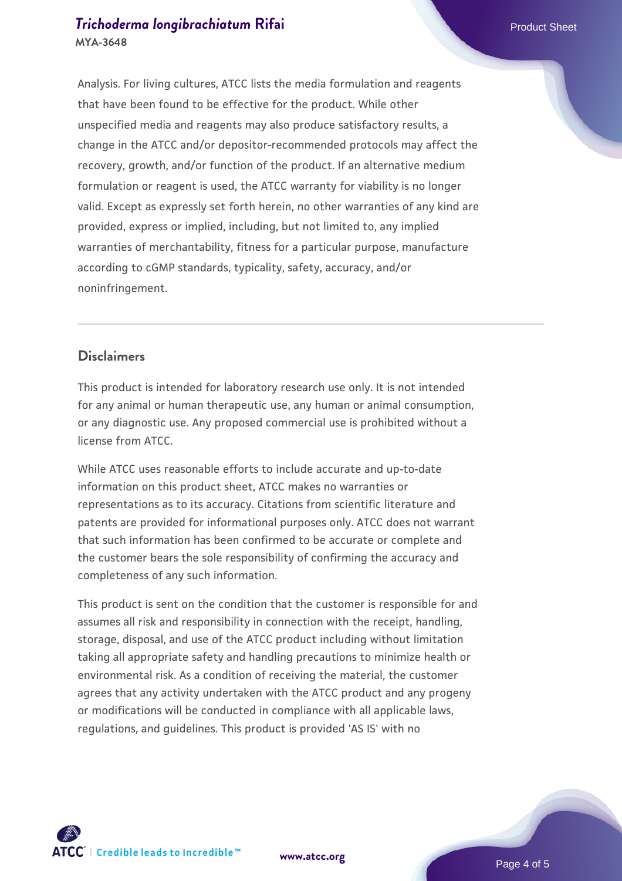Analysis. For living cultures, ATCC lists the media formulation and reagents that have been found to be effective for the product. While other unspecified media and reagents may also produce satisfactory results, a change in the ATCC and/or depositor-recommended protocols may affect the recovery, growth, and/or function of the product. If an alternative medium formulation or reagent is used, the ATCC warranty for viability is no longer valid. Except as expressly set forth herein, no other warranties of any kind are provided, express or implied, including, but not limited to, any implied warranties of merchantability, fitness for a particular purpose, manufacture according to cGMP standards, typicality, safety, accuracy, and/or noninfringement.

## Disclaimers

This product is intended for laboratory research use only. It is not intended for any animal or human therapeutic use, any human or animal consumption, or any diagnostic use. Any proposed commercial use is prohibited without a license from ATCC.

While ATCC uses reasonable efforts to include accurate and up-to-date information on this product sheet, ATCC makes no warranties or representations as to its accuracy. Citations from scientific literature and patents are provided for informational purposes only. ATCC does not warrant that such information has been confirmed to be accurate or complete and the customer bears the sole responsibility of confirming the accuracy and completeness of any such information.

This product is sent on the condition that the customer is responsible for and assumes all risk and responsibility in connection with the receipt, handling, storage, disposal, and use of the ATCC product including without limitation taking all appropriate safety and handling precautions to minimize health or environmental risk. As a condition of receiving the material, the customer agrees that any activity undertaken with the ATCC product and any progeny or modifications will be conducted in compliance with all applicable laws, regulations, and guidelines. This product is provided 'AS IS' with no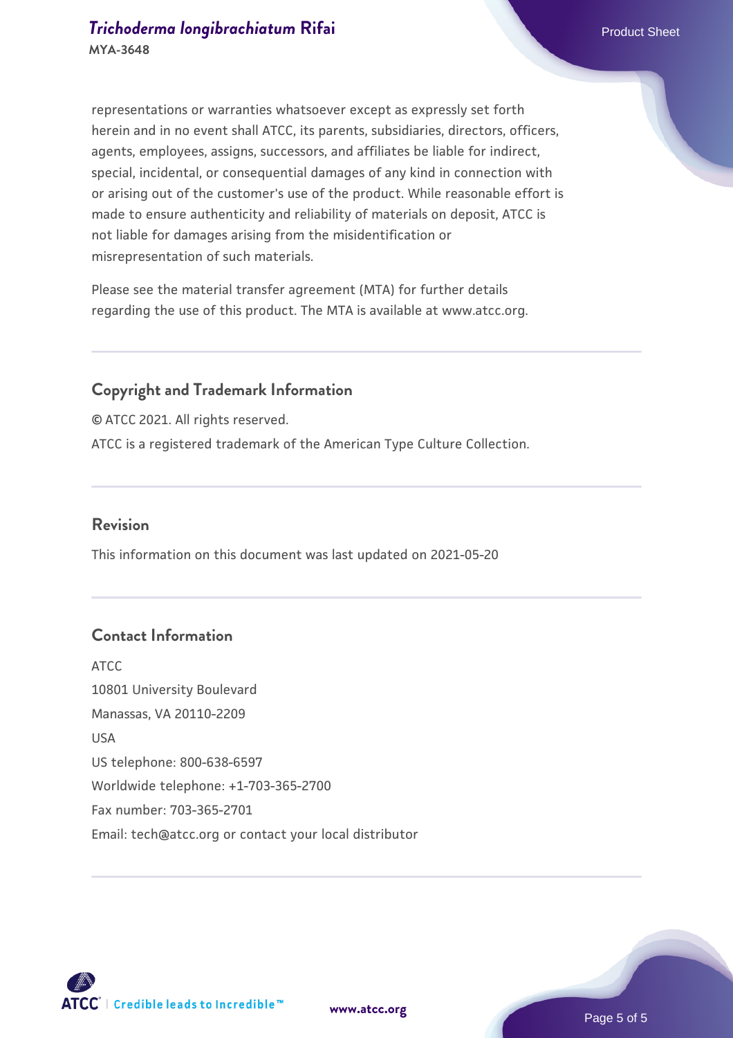representations or warranties whatsoever except as expressly set forth herein and in no event shall ATCC, its parents, subsidiaries, directors, officers, agents, employees, assigns, successors, and affiliates be liable for indirect, special, incidental, or consequential damages of any kind in connection with or arising out of the customer's use of the product. While reasonable effort is made to ensure authenticity and reliability of materials on deposit, ATCC is not liable for damages arising from the misidentification or misrepresentation of such materials.

Please see the material transfer agreement (MTA) for further details regarding the use of this product. The MTA is available at www.atcc.org.

## Copyright and Trademark Information

© ATCC 2021. All rights reserved.

ATCC is a registered trademark of the American Type Culture Collection.

## Revision

This information on this document was last updated on 2021-05-20

## Contact Information

ATCC
10801 University Boulevard
Manassas, VA 20110-2209
USA
US telephone: 800-638-6597
Worldwide telephone: +1-703-365-2700
Fax number: 703-365-2701
Email: tech@atcc.org or contact your local distributor